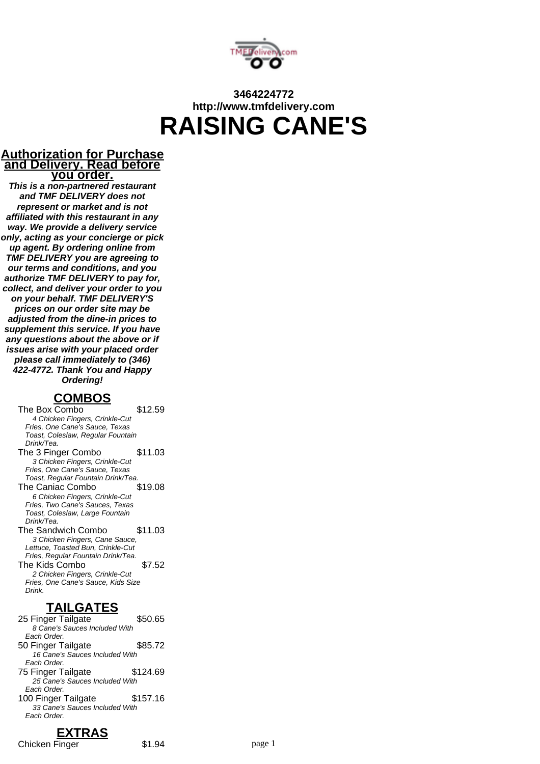**3464224772**
**http://www.tmfdelivery.com**

# RAISING CANE'S

## Authorization for Purchase and Delivery. Read before you order.

***This is a non-partnered restaurant and TMF DELIVERY does not represent or market and is not affiliated with this restaurant in any way. We provide a delivery service only, acting as your concierge or pick up agent. By ordering online from TMF DELIVERY you are agreeing to our terms and conditions, and you authorize TMF DELIVERY to pay for, collect, and deliver your order to you on your behalf. TMF DELIVERY'S prices on our order site may be adjusted from the dine-in prices to supplement this service. If you have any questions about the above or if issues arise with your placed order please call immediately to (346) 422-4772. Thank You and Happy Ordering!***

## COMBOS

The Box Combo $12.59
*4 Chicken Fingers, Crinkle-Cut Fries, One Cane's Sauce, Texas Toast, Coleslaw, Regular Fountain Drink/Tea.*

The 3 Finger Combo $11.03
*3 Chicken Fingers, Crinkle-Cut Fries, One Cane's Sauce, Texas Toast, Regular Fountain Drink/Tea.*

The Caniac Combo $19.08
*6 Chicken Fingers, Crinkle-Cut Fries, Two Cane's Sauces, Texas Toast, Coleslaw, Large Fountain Drink/Tea.*

The Sandwich Combo $11.03
*3 Chicken Fingers, Cane Sauce, Lettuce, Toasted Bun, Crinkle-Cut Fries, Regular Fountain Drink/Tea.*

The Kids Combo $7.52
*2 Chicken Fingers, Crinkle-Cut Fries, One Cane's Sauce, Kids Size Drink.*

## TAILGATES

25 Finger Tailgate $50.65
*8 Cane's Sauces Included With Each Order.*

50 Finger Tailgate $85.72
*16 Cane's Sauces Included With Each Order.*

75 Finger Tailgate $124.69
*25 Cane's Sauces Included With Each Order.*

100 Finger Tailgate $157.16
*33 Cane's Sauces Included With Each Order.*

## EXTRAS

Chicken Finger $1.94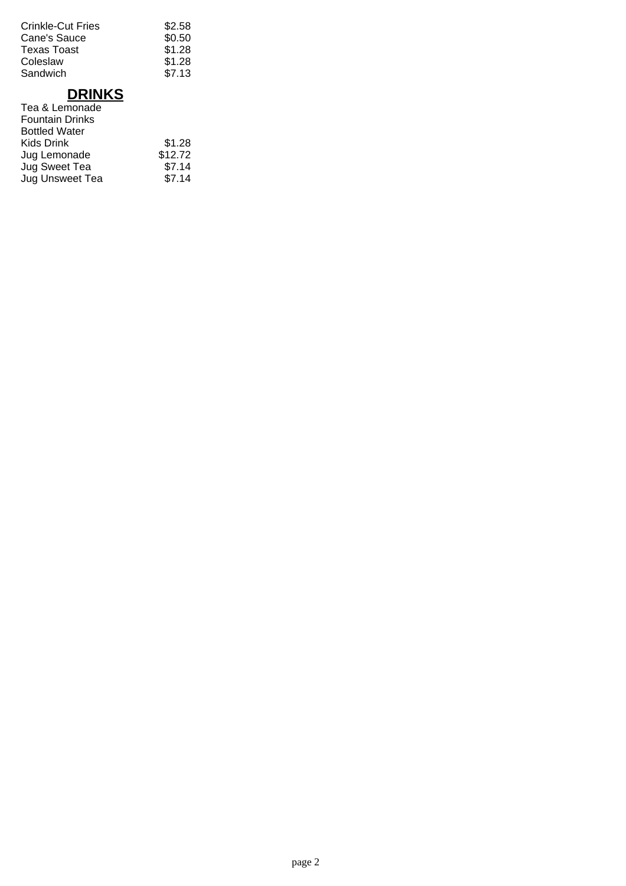| | |
|---|---|
| Crinkle-Cut Fries | $2.58 |
| Cane's Sauce | $0.50 |
| Texas Toast | $1.28 |
| Coleslaw | $1.28 |
| Sandwich | $7.13 |

## DRINKS

| | |
|---|---|
| Tea & Lemonade | |
| Fountain Drinks | |
| Bottled Water | |
| Kids Drink | $1.28 |
| Jug Lemonade | $12.72 |
| Jug Sweet Tea | $7.14 |
| Jug Unsweet Tea | $7.14 |